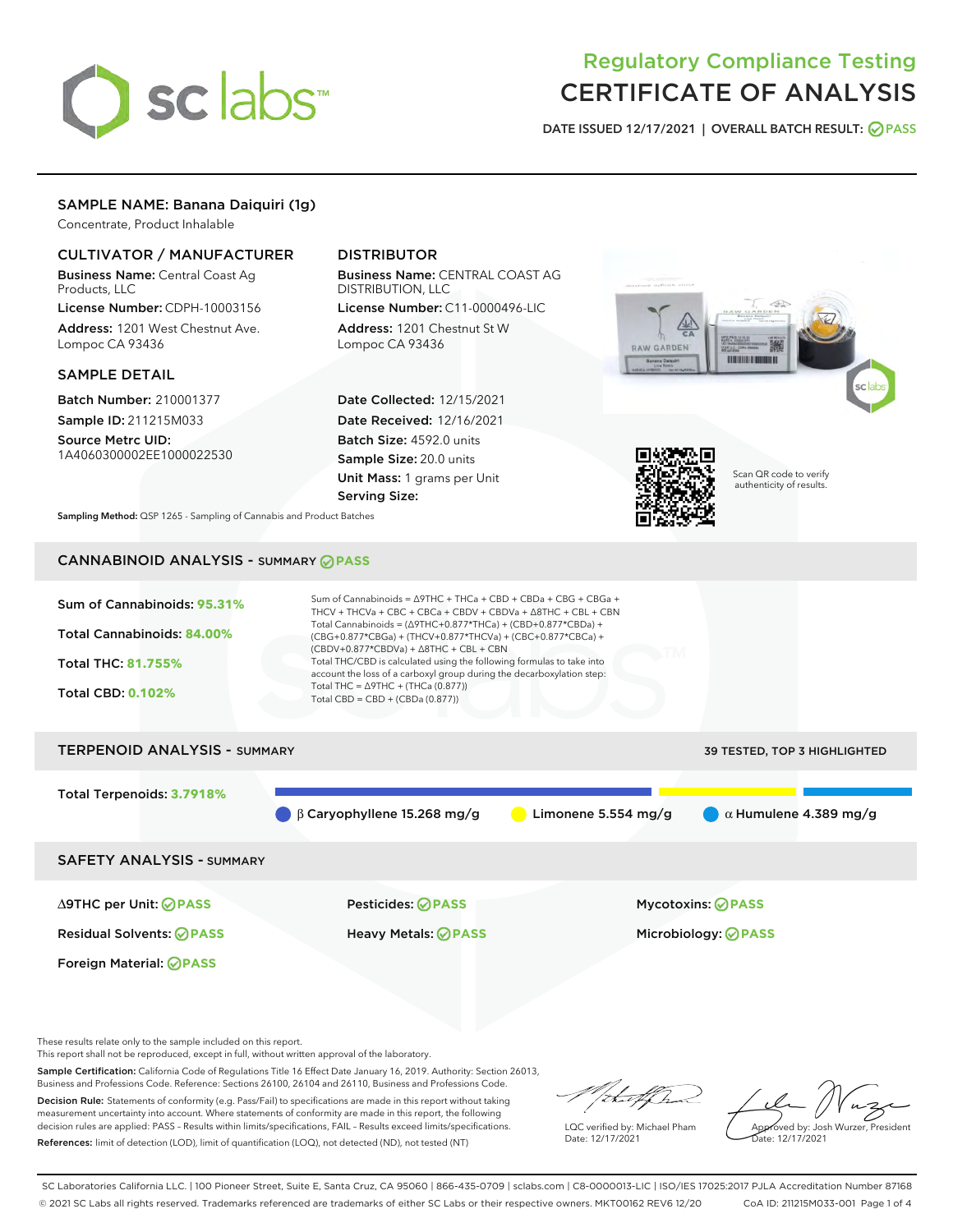# Regulatory Compliance Testing
# CERTIFICATE OF ANALYSIS

DATE ISSUED 12/17/2021 | OVERALL BATCH RESULT: PASS

## SAMPLE NAME: Banana Daiquiri (1g)

Concentrate, Product Inhalable

### CULTIVATOR / MANUFACTURER

**Business Name:** Central Coast Ag Products, LLC

**License Number:** CDPH-10003156

**Address:** 1201 West Chestnut Ave. Lompoc CA 93436

### DISTRIBUTOR

**Business Name:** CENTRAL COAST AG DISTRIBUTION, LLC

**License Number:** C11-0000496-LIC

**Address:** 1201 Chestnut St W Lompoc CA 93436

### SAMPLE DETAIL

**Batch Number:** 210001377

**Sample ID:** 211215M033

**Source Metrc UID:** 1A4060300002EE1000022530

**Date Collected:** 12/15/2021

**Date Received:** 12/16/2021

**Batch Size:** 4592.0 units

**Sample Size:** 20.0 units

**Unit Mass:** 1 grams per Unit

**Serving Size:**

Scan QR code to verify authenticity of results.

**Sampling Method:** QSP 1265 - Sampling of Cannabis and Product Batches

## CANNABINOID ANALYSIS - SUMMARY PASS

Sum of Cannabinoids: **95.31%**

Total Cannabinoids: **84.00%**

Total THC: **81.755%**

Total CBD: **0.102%**

Sum of Cannabinoids = Δ9THC + THCa + CBD + CBDa + CBG + CBGa + THCV + THCVa + CBC + CBCa + CBDV + CBDVa + Δ8THC + CBL + CBN

Total Cannabinoids = (Δ9THC+0.877*THCa) + (CBD+0.877*CBDa) + (CBG+0.877*CBGa) + (THCV+0.877*THCVa) + (CBC+0.877*CBCa) + (CBDV+0.877*CBDVa) + Δ8THC + CBL + CBN

Total THC/CBD is calculated using the following formulas to take into account the loss of a carboxyl group during the decarboxylation step:

Total THC = Δ9THC + (THCa (0.877))

Total CBD = CBD + (CBDa (0.877))

## TERPENOID ANALYSIS - SUMMARY

39 TESTED, TOP 3 HIGHLIGHTED

Total Terpenoids: **3.7918%**

β Caryophyllene 15.268 mg/g | Limonene 5.554 mg/g | α Humulene 4.389 mg/g

## SAFETY ANALYSIS - SUMMARY

| | | |
|---|---|---|
| Δ9THC per Unit: PASS | Pesticides: PASS | Mycotoxins: PASS |
| Residual Solvents: PASS | Heavy Metals: PASS | Microbiology: PASS |
| Foreign Material: PASS | | |

These results relate only to the sample included on this report.
This report shall not be reproduced, except in full, without written approval of the laboratory.

**Sample Certification:** California Code of Regulations Title 16 Effect Date January 16, 2019. Authority: Section 26013, Business and Professions Code. Reference: Sections 26100, 26104 and 26110, Business and Professions Code.

**Decision Rule:** Statements of conformity (e.g. Pass/Fail) to specifications are made in this report without taking measurement uncertainty into account. Where statements of conformity are made in this report, the following decision rules are applied: PASS – Results within limits/specifications, FAIL – Results exceed limits/specifications.

**References:** limit of detection (LOD), limit of quantification (LOQ), not detected (ND), not tested (NT)

LQC verified by: Michael Pham
Date: 12/17/2021

Approved by: Josh Wurzer, President
Date: 12/17/2021

SC Laboratories California LLC. | 100 Pioneer Street, Suite E, Santa Cruz, CA 95060 | 866-435-0709 | sclabs.com | C8-0000013-LIC | ISO/IES 17025:2017 PJLA Accreditation Number 87168
© 2021 SC Labs all rights reserved. Trademarks referenced are trademarks of either SC Labs or their respective owners. MKT00162 REV6 12/20 CoA ID: 211215M033-001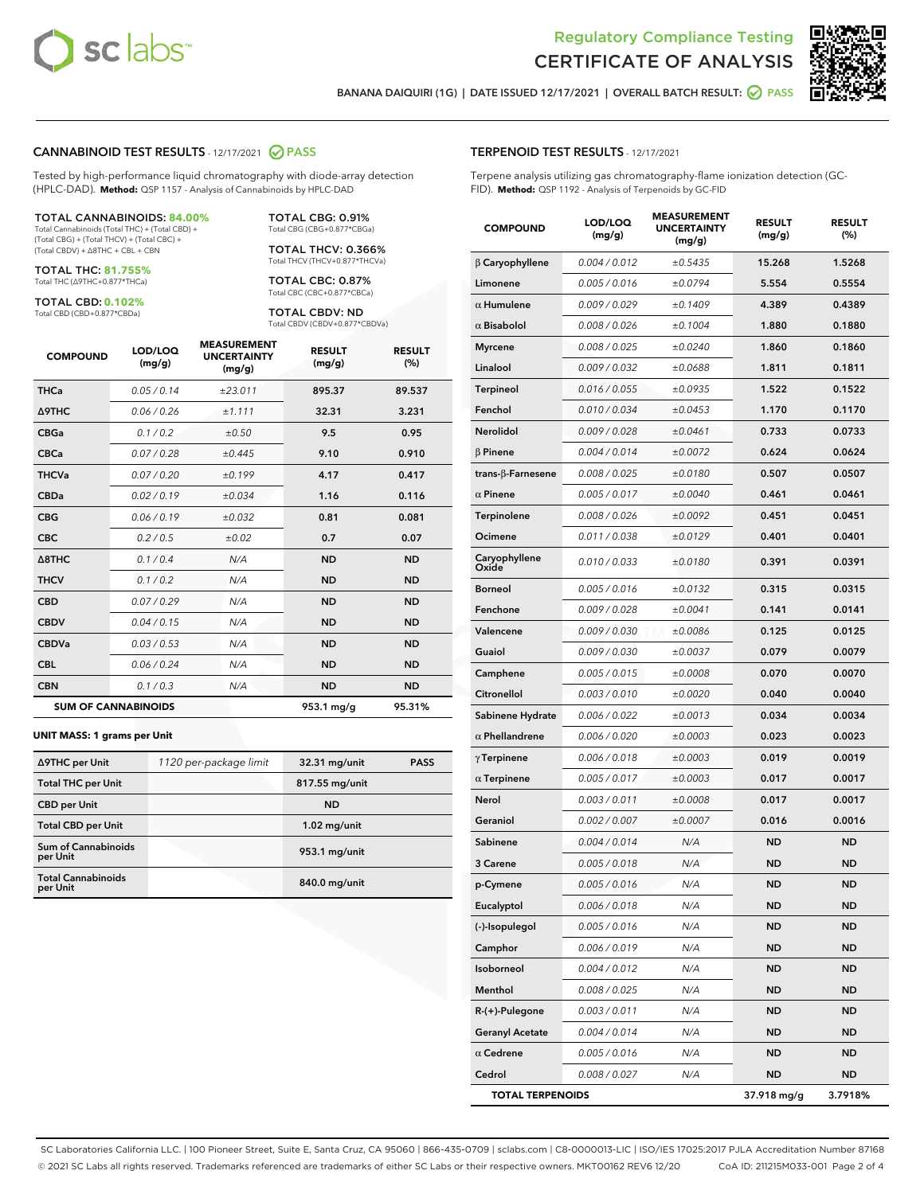Regulatory Compliance Testing
CERTIFICATE OF ANALYSIS

BANANA DAIQUIRI (1G) | DATE ISSUED 12/17/2021 | OVERALL BATCH RESULT: PASS

## CANNABINOID TEST RESULTS - 12/17/2021 PASS

Tested by high-performance liquid chromatography with diode-array detection (HPLC-DAD). **Method:** QSP 1157 - Analysis of Cannabinoids by HPLC-DAD

**TOTAL CANNABINOIDS: 84.00%**
Total Cannabinoids (Total THC) + (Total CBD) + (Total CBG) + (Total THCV) + (Total CBC) + (Total CBDV) + Δ8THC + CBL + CBN

**TOTAL THC: 81.755%**
Total THC (Δ9THC+0.877*THCa)

**TOTAL CBD: 0.102%**
Total CBD (CBD+0.877*CBDa)

**TOTAL CBG: 0.91%**
Total CBG (CBG+0.877*CBGa)

**TOTAL THCV: 0.366%**
Total THCV (THCV+0.877*THCVa)

**TOTAL CBC: 0.87%**
Total CBC (CBC+0.877*CBCa)

**TOTAL CBDV: ND**
Total CBDV (CBDV+0.877*CBDVa)

| COMPOUND | LOD/LOQ (mg/g) | MEASUREMENT UNCERTAINTY (mg/g) | RESULT (mg/g) | RESULT (%) |
|---|---|---|---|---|
| THCa | 0.05 / 0.14 | ±23.011 | 895.37 | 89.537 |
| Δ9THC | 0.06 / 0.26 | ±1.111 | 32.31 | 3.231 |
| CBGa | 0.1 / 0.2 | ±0.50 | 9.5 | 0.95 |
| CBCa | 0.07 / 0.28 | ±0.445 | 9.10 | 0.910 |
| THCVa | 0.07 / 0.20 | ±0.199 | 4.17 | 0.417 |
| CBDa | 0.02 / 0.19 | ±0.034 | 1.16 | 0.116 |
| CBG | 0.06 / 0.19 | ±0.032 | 0.81 | 0.081 |
| CBC | 0.2 / 0.5 | ±0.02 | 0.7 | 0.07 |
| Δ8THC | 0.1 / 0.4 | N/A | ND | ND |
| THCV | 0.1 / 0.2 | N/A | ND | ND |
| CBD | 0.07 / 0.29 | N/A | ND | ND |
| CBDV | 0.04 / 0.15 | N/A | ND | ND |
| CBDVa | 0.03 / 0.53 | N/A | ND | ND |
| CBL | 0.06 / 0.24 | N/A | ND | ND |
| CBN | 0.1 / 0.3 | N/A | ND | ND |
| **SUM OF CANNABINOIDS** | | | **953.1 mg/g** | **95.31%** |

**UNIT MASS: 1 grams per Unit**

| | | | |
|---|---|---|---|
| Δ9THC per Unit | 1120 per-package limit | 32.31 mg/unit | PASS |
| Total THC per Unit | | 817.55 mg/unit | |
| CBD per Unit | | ND | |
| Total CBD per Unit | | 1.02 mg/unit | |
| Sum of Cannabinoids per Unit | | 953.1 mg/unit | |
| Total Cannabinoids per Unit | | 840.0 mg/unit | |

## TERPENOID TEST RESULTS - 12/17/2021

Terpene analysis utilizing gas chromatography-flame ionization detection (GC-FID). **Method:** QSP 1192 - Analysis of Terpenoids by GC-FID

| COMPOUND | LOD/LOQ (mg/g) | MEASUREMENT UNCERTAINTY (mg/g) | RESULT (mg/g) | RESULT (%) |
|---|---|---|---|---|
| β Caryophyllene | 0.004 / 0.012 | ±0.5435 | 15.268 | 1.5268 |
| Limonene | 0.005 / 0.016 | ±0.0794 | 5.554 | 0.5554 |
| α Humulene | 0.009 / 0.029 | ±0.1409 | 4.389 | 0.4389 |
| α Bisabolol | 0.008 / 0.026 | ±0.1004 | 1.880 | 0.1880 |
| Myrcene | 0.008 / 0.025 | ±0.0240 | 1.860 | 0.1860 |
| Linalool | 0.009 / 0.032 | ±0.0688 | 1.811 | 0.1811 |
| Terpineol | 0.016 / 0.055 | ±0.0935 | 1.522 | 0.1522 |
| Fenchol | 0.010 / 0.034 | ±0.0453 | 1.170 | 0.1170 |
| Nerolidol | 0.009 / 0.028 | ±0.0461 | 0.733 | 0.0733 |
| β Pinene | 0.004 / 0.014 | ±0.0072 | 0.624 | 0.0624 |
| trans-β-Farnesene | 0.008 / 0.025 | ±0.0180 | 0.507 | 0.0507 |
| α Pinene | 0.005 / 0.017 | ±0.0040 | 0.461 | 0.0461 |
| Terpinolene | 0.008 / 0.026 | ±0.0092 | 0.451 | 0.0451 |
| Ocimene | 0.011 / 0.038 | ±0.0129 | 0.401 | 0.0401 |
| Caryophyllene Oxide | 0.010 / 0.033 | ±0.0180 | 0.391 | 0.0391 |
| Borneol | 0.005 / 0.016 | ±0.0132 | 0.315 | 0.0315 |
| Fenchone | 0.009 / 0.028 | ±0.0041 | 0.141 | 0.0141 |
| Valencene | 0.009 / 0.030 | ±0.0086 | 0.125 | 0.0125 |
| Guaiol | 0.009 / 0.030 | ±0.0037 | 0.079 | 0.0079 |
| Camphene | 0.005 / 0.015 | ±0.0008 | 0.070 | 0.0070 |
| Citronellol | 0.003 / 0.010 | ±0.0020 | 0.040 | 0.0040 |
| Sabinene Hydrate | 0.006 / 0.022 | ±0.0013 | 0.034 | 0.0034 |
| α Phellandrene | 0.006 / 0.020 | ±0.0003 | 0.023 | 0.0023 |
| γ Terpinene | 0.006 / 0.018 | ±0.0003 | 0.019 | 0.0019 |
| α Terpinene | 0.005 / 0.017 | ±0.0003 | 0.017 | 0.0017 |
| Nerol | 0.003 / 0.011 | ±0.0008 | 0.017 | 0.0017 |
| Geraniol | 0.002 / 0.007 | ±0.0007 | 0.016 | 0.0016 |
| Sabinene | 0.004 / 0.014 | N/A | ND | ND |
| 3 Carene | 0.005 / 0.018 | N/A | ND | ND |
| p-Cymene | 0.005 / 0.016 | N/A | ND | ND |
| Eucalyptol | 0.006 / 0.018 | N/A | ND | ND |
| (-)-Isopulegol | 0.005 / 0.016 | N/A | ND | ND |
| Camphor | 0.006 / 0.019 | N/A | ND | ND |
| Isoborneol | 0.004 / 0.012 | N/A | ND | ND |
| Menthol | 0.008 / 0.025 | N/A | ND | ND |
| R-(+)-Pulegone | 0.003 / 0.011 | N/A | ND | ND |
| Geranyl Acetate | 0.004 / 0.014 | N/A | ND | ND |
| α Cedrene | 0.005 / 0.016 | N/A | ND | ND |
| Cedrol | 0.008 / 0.027 | N/A | ND | ND |
| **TOTAL TERPENOIDS** | | | **37.918 mg/g** | **3.7918%** |

SC Laboratories California LLC. | 100 Pioneer Street, Suite E, Santa Cruz, CA 95060 | 866-435-0709 | sclabs.com | C8-0000013-LIC | ISO/IES 17025:2017 PJLA Accreditation Number 87168
© 2021 SC Labs all rights reserved. Trademarks referenced are trademarks of either SC Labs or their respective owners. MKT00162 REV6 12/20 CoA ID: 211215M033-001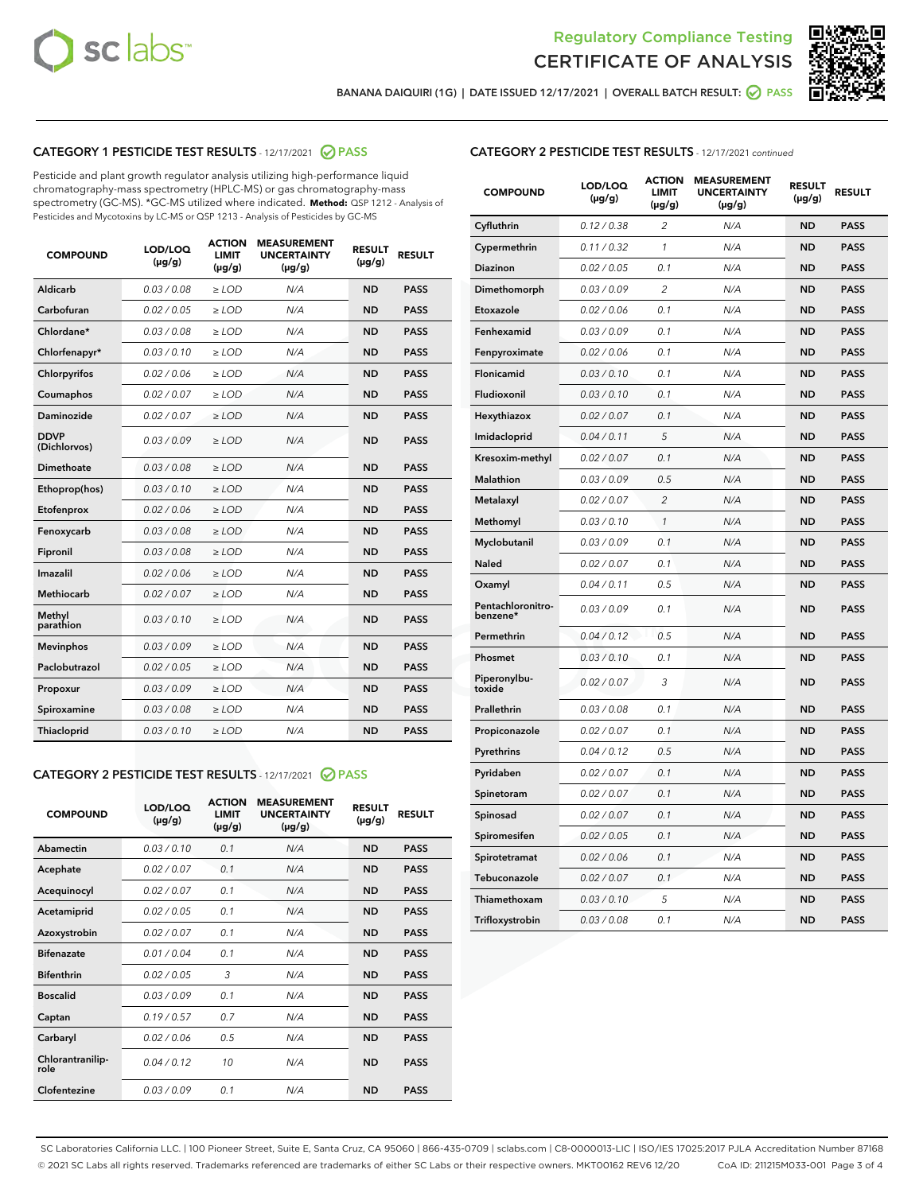Regulatory Compliance Testing
CERTIFICATE OF ANALYSIS

BANANA DAIQUIRI (1G) | DATE ISSUED 12/17/2021 | OVERALL BATCH RESULT: PASS

## CATEGORY 1 PESTICIDE TEST RESULTS - 12/17/2021 PASS

Pesticide and plant growth regulator analysis utilizing high-performance liquid chromatography-mass spectrometry (HPLC-MS) or gas chromatography-mass spectrometry (GC-MS). *GC-MS utilized where indicated. **Method:** QSP 1212 - Analysis of Pesticides and Mycotoxins by LC-MS or QSP 1213 - Analysis of Pesticides by GC-MS

| COMPOUND | LOD/LOQ (µg/g) | ACTION LIMIT (µg/g) | MEASUREMENT UNCERTAINTY (µg/g) | RESULT (µg/g) | RESULT |
|---|---|---|---|---|---|
| Aldicarb | 0.03 / 0.08 | ≥ LOD | N/A | ND | PASS |
| Carbofuran | 0.02 / 0.05 | ≥ LOD | N/A | ND | PASS |
| Chlordane* | 0.03 / 0.08 | ≥ LOD | N/A | ND | PASS |
| Chlorfenapyr* | 0.03 / 0.10 | ≥ LOD | N/A | ND | PASS |
| Chlorpyrifos | 0.02 / 0.06 | ≥ LOD | N/A | ND | PASS |
| Coumaphos | 0.02 / 0.07 | ≥ LOD | N/A | ND | PASS |
| Daminozide | 0.02 / 0.07 | ≥ LOD | N/A | ND | PASS |
| DDVP (Dichlorvos) | 0.03 / 0.09 | ≥ LOD | N/A | ND | PASS |
| Dimethoate | 0.03 / 0.08 | ≥ LOD | N/A | ND | PASS |
| Ethoprop(hos) | 0.03 / 0.10 | ≥ LOD | N/A | ND | PASS |
| Etofenprox | 0.02 / 0.06 | ≥ LOD | N/A | ND | PASS |
| Fenoxycarb | 0.03 / 0.08 | ≥ LOD | N/A | ND | PASS |
| Fipronil | 0.03 / 0.08 | ≥ LOD | N/A | ND | PASS |
| Imazalil | 0.02 / 0.06 | ≥ LOD | N/A | ND | PASS |
| Methiocarb | 0.02 / 0.07 | ≥ LOD | N/A | ND | PASS |
| Methyl parathion | 0.03 / 0.10 | ≥ LOD | N/A | ND | PASS |
| Mevinphos | 0.03 / 0.09 | ≥ LOD | N/A | ND | PASS |
| Paclobutrazol | 0.02 / 0.05 | ≥ LOD | N/A | ND | PASS |
| Propoxur | 0.03 / 0.09 | ≥ LOD | N/A | ND | PASS |
| Spiroxamine | 0.03 / 0.08 | ≥ LOD | N/A | ND | PASS |
| Thiacloprid | 0.03 / 0.10 | ≥ LOD | N/A | ND | PASS |

## CATEGORY 2 PESTICIDE TEST RESULTS - 12/17/2021 PASS

| COMPOUND | LOD/LOQ (µg/g) | ACTION LIMIT (µg/g) | MEASUREMENT UNCERTAINTY (µg/g) | RESULT (µg/g) | RESULT |
|---|---|---|---|---|---|
| Abamectin | 0.03 / 0.10 | 0.1 | N/A | ND | PASS |
| Acephate | 0.02 / 0.07 | 0.1 | N/A | ND | PASS |
| Acequinocyl | 0.02 / 0.07 | 0.1 | N/A | ND | PASS |
| Acetamiprid | 0.02 / 0.05 | 0.1 | N/A | ND | PASS |
| Azoxystrobin | 0.02 / 0.07 | 0.1 | N/A | ND | PASS |
| Bifenazate | 0.01 / 0.04 | 0.1 | N/A | ND | PASS |
| Bifenthrin | 0.02 / 0.05 | 3 | N/A | ND | PASS |
| Boscalid | 0.03 / 0.09 | 0.1 | N/A | ND | PASS |
| Captan | 0.19 / 0.57 | 0.7 | N/A | ND | PASS |
| Carbaryl | 0.02 / 0.06 | 0.5 | N/A | ND | PASS |
| Chlorantraniliprole | 0.04 / 0.12 | 10 | N/A | ND | PASS |
| Clofentezine | 0.03 / 0.09 | 0.1 | N/A | ND | PASS |
| Cyfluthrin | 0.12 / 0.38 | 2 | N/A | ND | PASS |
| Cypermethrin | 0.11 / 0.32 | 1 | N/A | ND | PASS |
| Diazinon | 0.02 / 0.05 | 0.1 | N/A | ND | PASS |
| Dimethomorph | 0.03 / 0.09 | 2 | N/A | ND | PASS |
| Etoxazole | 0.02 / 0.06 | 0.1 | N/A | ND | PASS |
| Fenhexamid | 0.03 / 0.09 | 0.1 | N/A | ND | PASS |
| Fenpyroximate | 0.02 / 0.06 | 0.1 | N/A | ND | PASS |
| Flonicamid | 0.03 / 0.10 | 0.1 | N/A | ND | PASS |
| Fludioxonil | 0.03 / 0.10 | 0.1 | N/A | ND | PASS |
| Hexythiazox | 0.02 / 0.07 | 0.1 | N/A | ND | PASS |
| Imidacloprid | 0.04 / 0.11 | 5 | N/A | ND | PASS |
| Kresoxim-methyl | 0.02 / 0.07 | 0.1 | N/A | ND | PASS |
| Malathion | 0.03 / 0.09 | 0.5 | N/A | ND | PASS |
| Metalaxyl | 0.02 / 0.07 | 2 | N/A | ND | PASS |
| Methomyl | 0.03 / 0.10 | 1 | N/A | ND | PASS |
| Myclobutanil | 0.03 / 0.09 | 0.1 | N/A | ND | PASS |
| Naled | 0.02 / 0.07 | 0.1 | N/A | ND | PASS |
| Oxamyl | 0.04 / 0.11 | 0.5 | N/A | ND | PASS |
| Pentachloronitrobenzene* | 0.03 / 0.09 | 0.1 | N/A | ND | PASS |
| Permethrin | 0.04 / 0.12 | 0.5 | N/A | ND | PASS |
| Phosmet | 0.03 / 0.10 | 0.1 | N/A | ND | PASS |
| Piperonylbutoxide | 0.02 / 0.07 | 3 | N/A | ND | PASS |
| Prallethrin | 0.03 / 0.08 | 0.1 | N/A | ND | PASS |
| Propiconazole | 0.02 / 0.07 | 0.1 | N/A | ND | PASS |
| Pyrethrins | 0.04 / 0.12 | 0.5 | N/A | ND | PASS |
| Pyridaben | 0.02 / 0.07 | 0.1 | N/A | ND | PASS |
| Spinetoram | 0.02 / 0.07 | 0.1 | N/A | ND | PASS |
| Spinosad | 0.02 / 0.07 | 0.1 | N/A | ND | PASS |
| Spiromesifen | 0.02 / 0.05 | 0.1 | N/A | ND | PASS |
| Spirotetramat | 0.02 / 0.06 | 0.1 | N/A | ND | PASS |
| Tebuconazole | 0.02 / 0.07 | 0.1 | N/A | ND | PASS |
| Thiamethoxam | 0.03 / 0.10 | 5 | N/A | ND | PASS |
| Trifloxystrobin | 0.03 / 0.08 | 0.1 | N/A | ND | PASS |

SC Laboratories California LLC. | 100 Pioneer Street, Suite E, Santa Cruz, CA 95060 | 866-435-0709 | sclabs.com | C8-0000013-LIC | ISO/IES 17025:2017 PJLA Accreditation Number 87168
© 2021 SC Labs all rights reserved. Trademarks referenced are trademarks of either SC Labs or their respective owners. MKT00162 REV6 12/20 CoA ID: 211215M033-001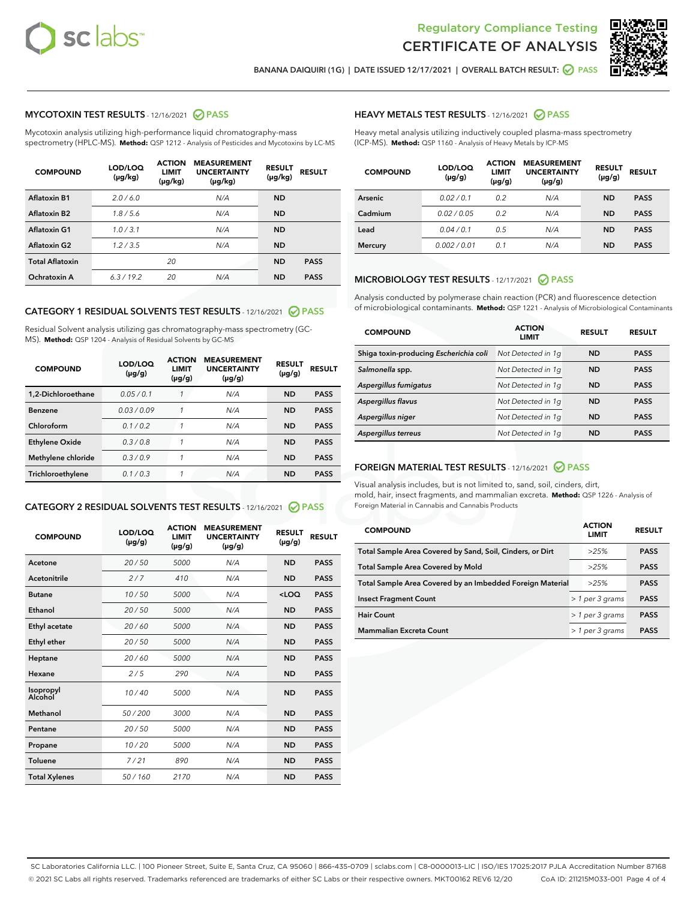Regulatory Compliance Testing

# CERTIFICATE OF ANALYSIS

BANANA DAIQUIRI (1G) | DATE ISSUED 12/17/2021 | OVERALL BATCH RESULT: PASS

## MYCOTOXIN TEST RESULTS - 12/16/2021 PASS

Mycotoxin analysis utilizing high-performance liquid chromatography-mass spectrometry (HPLC-MS). **Method:** QSP 1212 - Analysis of Pesticides and Mycotoxins by LC-MS

| COMPOUND | LOD/LOQ (µg/kg) | ACTION LIMIT (µg/kg) | MEASUREMENT UNCERTAINTY (µg/kg) | RESULT (µg/kg) | RESULT |
|---|---|---|---|---|---|
| Aflatoxin B1 | 2.0 / 6.0 | | N/A | ND | |
| Aflatoxin B2 | 1.8 / 5.6 | | N/A | ND | |
| Aflatoxin G1 | 1.0 / 3.1 | | N/A | ND | |
| Aflatoxin G2 | 1.2 / 3.5 | | N/A | ND | |
| Total Aflatoxin | | 20 | | ND | PASS |
| Ochratoxin A | 6.3 / 19.2 | 20 | N/A | ND | PASS |

## CATEGORY 1 RESIDUAL SOLVENTS TEST RESULTS - 12/16/2021 PASS

Residual Solvent analysis utilizing gas chromatography-mass spectrometry (GC-MS). **Method:** QSP 1204 - Analysis of Residual Solvents by GC-MS

| COMPOUND | LOD/LOQ (µg/g) | ACTION LIMIT (µg/g) | MEASUREMENT UNCERTAINTY (µg/g) | RESULT (µg/g) | RESULT |
|---|---|---|---|---|---|
| 1,2-Dichloroethane | 0.05 / 0.1 | 1 | N/A | ND | PASS |
| Benzene | 0.03 / 0.09 | 1 | N/A | ND | PASS |
| Chloroform | 0.1 / 0.2 | 1 | N/A | ND | PASS |
| Ethylene Oxide | 0.3 / 0.8 | 1 | N/A | ND | PASS |
| Methylene chloride | 0.3 / 0.9 | 1 | N/A | ND | PASS |
| Trichloroethylene | 0.1 / 0.3 | 1 | N/A | ND | PASS |

## CATEGORY 2 RESIDUAL SOLVENTS TEST RESULTS - 12/16/2021 PASS

| COMPOUND | LOD/LOQ (µg/g) | ACTION LIMIT (µg/g) | MEASUREMENT UNCERTAINTY (µg/g) | RESULT (µg/g) | RESULT |
|---|---|---|---|---|---|
| Acetone | 20 / 50 | 5000 | N/A | ND | PASS |
| Acetonitrile | 2 / 7 | 410 | N/A | ND | PASS |
| Butane | 10 / 50 | 5000 | N/A | <LOQ | PASS |
| Ethanol | 20 / 50 | 5000 | N/A | ND | PASS |
| Ethyl acetate | 20 / 60 | 5000 | N/A | ND | PASS |
| Ethyl ether | 20 / 50 | 5000 | N/A | ND | PASS |
| Heptane | 20 / 60 | 5000 | N/A | ND | PASS |
| Hexane | 2 / 5 | 290 | N/A | ND | PASS |
| Isopropyl Alcohol | 10 / 40 | 5000 | N/A | ND | PASS |
| Methanol | 50 / 200 | 3000 | N/A | ND | PASS |
| Pentane | 20 / 50 | 5000 | N/A | ND | PASS |
| Propane | 10 / 20 | 5000 | N/A | ND | PASS |
| Toluene | 7 / 21 | 890 | N/A | ND | PASS |
| Total Xylenes | 50 / 160 | 2170 | N/A | ND | PASS |

## HEAVY METALS TEST RESULTS - 12/16/2021 PASS

Heavy metal analysis utilizing inductively coupled plasma-mass spectrometry (ICP-MS). **Method:** QSP 1160 - Analysis of Heavy Metals by ICP-MS

| COMPOUND | LOD/LOQ (µg/g) | ACTION LIMIT (µg/g) | MEASUREMENT UNCERTAINTY (µg/g) | RESULT (µg/g) | RESULT |
|---|---|---|---|---|---|
| Arsenic | 0.02 / 0.1 | 0.2 | N/A | ND | PASS |
| Cadmium | 0.02 / 0.05 | 0.2 | N/A | ND | PASS |
| Lead | 0.04 / 0.1 | 0.5 | N/A | ND | PASS |
| Mercury | 0.002 / 0.01 | 0.1 | N/A | ND | PASS |

## MICROBIOLOGY TEST RESULTS - 12/17/2021 PASS

Analysis conducted by polymerase chain reaction (PCR) and fluorescence detection of microbiological contaminants. **Method:** QSP 1221 - Analysis of Microbiological Contaminants

| COMPOUND | ACTION LIMIT | RESULT | RESULT |
|---|---|---|---|
| Shiga toxin-producing *Escherichia coli* | Not Detected in 1g | ND | PASS |
| *Salmonella* spp. | Not Detected in 1g | ND | PASS |
| *Aspergillus fumigatus* | Not Detected in 1g | ND | PASS |
| *Aspergillus flavus* | Not Detected in 1g | ND | PASS |
| *Aspergillus niger* | Not Detected in 1g | ND | PASS |
| *Aspergillus terreus* | Not Detected in 1g | ND | PASS |

## FOREIGN MATERIAL TEST RESULTS - 12/16/2021 PASS

Visual analysis includes, but is not limited to, sand, soil, cinders, dirt, mold, hair, insect fragments, and mammalian excreta. **Method:** QSP 1226 - Analysis of Foreign Material in Cannabis and Cannabis Products

| COMPOUND | ACTION LIMIT | RESULT |
|---|---|---|
| Total Sample Area Covered by Sand, Soil, Cinders, or Dirt | >25% | PASS |
| Total Sample Area Covered by Mold | >25% | PASS |
| Total Sample Area Covered by an Imbedded Foreign Material | >25% | PASS |
| Insect Fragment Count | > 1 per 3 grams | PASS |
| Hair Count | > 1 per 3 grams | PASS |
| Mammalian Excreta Count | > 1 per 3 grams | PASS |

SC Laboratories California LLC. | 100 Pioneer Street, Suite E, Santa Cruz, CA 95060 | 866-435-0709 | sclabs.com | C8-0000013-LIC | ISO/IES 17025:2017 PJLA Accreditation Number 87168
© 2021 SC Labs all rights reserved. Trademarks referenced are trademarks of either SC Labs or their respective owners. MKT00162 REV6 12/20 CoA ID: 211215M033-001